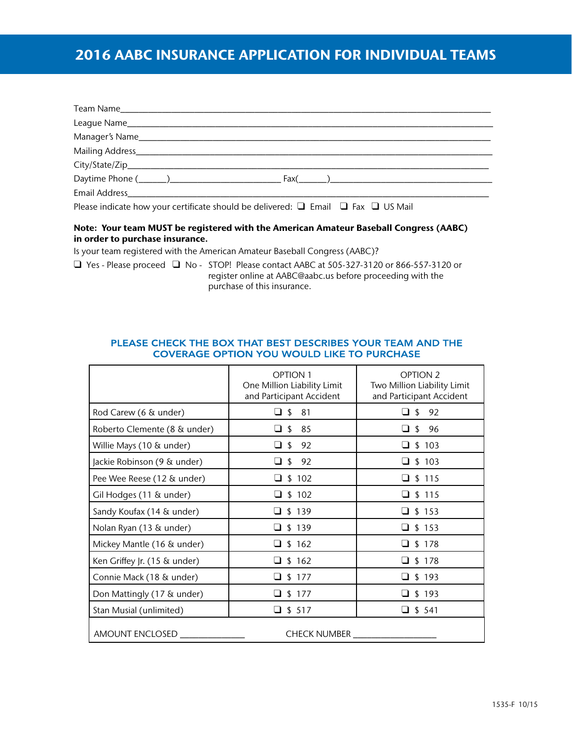# 2016 AABC INSURANCE APPLICATION FOR INDIVIDUAL TEAMS

Team Name\_\_\_\_\_\_\_\_\_\_\_\_\_\_\_\_\_\_\_\_\_\_\_\_\_\_\_\_\_\_\_\_\_\_\_\_\_\_\_\_\_\_\_\_\_\_\_\_\_\_\_\_\_\_\_\_\_\_\_\_\_\_\_\_\_\_\_\_\_\_

League Name\_\_\_\_\_\_\_\_\_\_\_\_\_\_\_\_\_\_\_\_\_\_\_\_\_\_\_\_\_\_\_\_\_\_\_\_\_\_\_\_\_\_\_\_\_\_\_\_\_\_\_\_\_\_\_\_\_\_\_\_\_\_\_\_\_\_\_\_

Manager's Name\_\_\_\_\_\_\_\_\_\_\_\_\_\_\_\_\_\_\_\_\_\_\_\_\_\_\_\_\_\_\_\_\_\_\_\_\_\_\_\_\_\_\_\_\_\_\_\_\_\_\_\_\_\_\_\_\_\_\_\_\_\_\_\_\_

Mailing Address\_\_\_\_\_\_\_\_\_\_\_\_\_\_\_\_\_\_\_\_\_\_\_\_\_\_\_\_\_\_\_\_\_\_\_\_\_\_\_\_\_\_\_\_\_\_\_\_\_\_\_\_\_\_\_\_\_\_\_\_\_\_\_\_\_

City/State/Zip\_\_\_\_\_\_\_\_\_\_\_\_\_\_\_\_\_\_\_\_\_\_\_\_\_\_\_\_\_\_\_\_\_\_\_\_\_\_\_\_\_\_\_\_\_\_\_\_\_\_\_\_\_\_\_\_\_\_\_\_\_\_\_\_\_\_\_

Daytime Phone (\_\_\_\_\_\_)\_\_\_\_\_\_\_\_\_\_\_\_\_\_\_\_\_\_\_\_\_\_\_\_ Fax(\_\_\_\_\_\_)\_\_\_\_\_\_\_\_\_\_\_\_\_\_\_\_\_\_\_\_\_\_\_\_\_\_\_\_\_\_\_\_\_\_\_

Email Address\_\_\_\_\_\_\_\_\_\_\_\_\_\_\_\_\_\_\_\_\_\_\_\_\_\_\_\_\_\_\_\_\_\_\_\_\_\_\_\_\_\_\_\_\_\_\_\_\_\_\_\_\_\_\_\_\_\_\_\_\_\_\_\_\_\_\_

Please indicate how your certificate should be delivered: ❑ Email ❑ Fax ❑ US Mail

**Note: Your team MUST be registered with the American Amateur Baseball Congress (AABC) in order to purchase insurance.**

Is your team registered with the American Amateur Baseball Congress (AABC)?

❑ Yes - Please proceed ❑ No - STOP! Please contact AABC at 505-327-3120 or 866-557-3120 or register online at AABC@aabc.us before proceeding with the purchase of this insurance.

## PLEASE CHECK THE BOX THAT BEST DESCRIBES YOUR TEAM AND THE COVERAGE OPTION YOU WOULD LIKE TO PURCHASE

| | OPTION 1<br>One Million Liability Limit and Participant Accident | OPTION 2<br>Two Million Liability Limit and Participant Accident |
|---|---|---|
| Rod Carew (6 & under) | ❑ $ 81 | ❑ $ 92 |
| Roberto Clemente (8 & under) | ❑ $ 85 | ❑ $ 96 |
| Willie Mays (10 & under) | ❑ $ 92 | ❑ $ 103 |
| Jackie Robinson (9 & under) | ❑ $ 92 | ❑ $ 103 |
| Pee Wee Reese (12 & under) | ❑ $ 102 | ❑ $ 115 |
| Gil Hodges (11 & under) | ❑ $ 102 | ❑ $ 115 |
| Sandy Koufax (14 & under) | ❑ $ 139 | ❑ $ 153 |
| Nolan Ryan (13 & under) | ❑ $ 139 | ❑ $ 153 |
| Mickey Mantle (16 & under) | ❑ $ 162 | ❑ $ 178 |
| Ken Griffey Jr. (15 & under) | ❑ $ 162 | ❑ $ 178 |
| Connie Mack (18 & under) | ❑ $ 177 | ❑ $ 193 |
| Don Mattingly (17 & under) | ❑ $ 177 | ❑ $ 193 |
| Stan Musial (unlimited) | ❑ $ 517 | ❑ $ 541 |

AMOUNT ENCLOSED \_\_\_\_\_\_\_\_\_\_\_\_\_\_\_ CHECK NUMBER \_\_\_\_\_\_\_\_\_\_\_\_\_\_\_\_\_\_\_

1535-F 10/15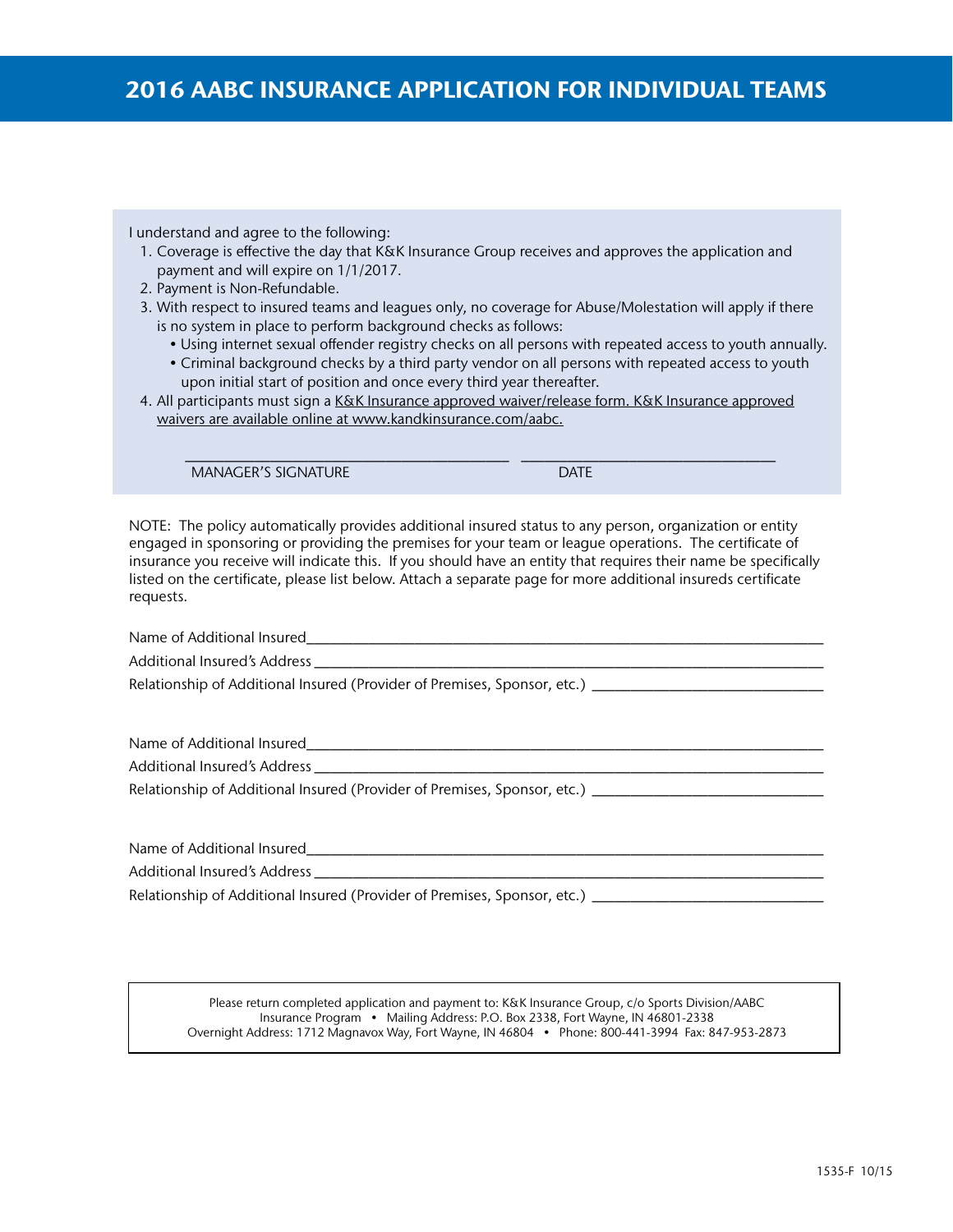# 2016 AABC INSURANCE APPLICATION FOR INDIVIDUAL TEAMS

I understand and agree to the following:

1. Coverage is effective the day that K&K Insurance Group receives and approves the application and payment and will expire on 1/1/2017.
2. Payment is Non-Refundable.
3. With respect to insured teams and leagues only, no coverage for Abuse/Molestation will apply if there is no system in place to perform background checks as follows:
   - Using internet sexual offender registry checks on all persons with repeated access to youth annually.
   - Criminal background checks by a third party vendor on all persons with repeated access to youth upon initial start of position and once every third year thereafter.
4. All participants must sign a K&K Insurance approved waiver/release form. K&K Insurance approved waivers are available online at www.kandkinsurance.com/aabc.

_________________________________________ _________________________________

MANAGER'S SIGNATURE DATE

NOTE: The policy automatically provides additional insured status to any person, organization or entity engaged in sponsoring or providing the premises for your team or league operations. The certificate of insurance you receive will indicate this. If you should have an entity that requires their name be specifically listed on the certificate, please list below. Attach a separate page for more additional insureds certificate requests.

Name of Additional Insured_________________________________________________________________

Additional Insured's Address _______________________________________________________________

Relationship of Additional Insured (Provider of Premises, Sponsor, etc.) ____________________________

Name of Additional Insured_________________________________________________________________

Additional Insured's Address _______________________________________________________________

Relationship of Additional Insured (Provider of Premises, Sponsor, etc.) ____________________________

Name of Additional Insured_________________________________________________________________

Additional Insured's Address _______________________________________________________________

Relationship of Additional Insured (Provider of Premises, Sponsor, etc.) ____________________________

Please return completed application and payment to: K&K Insurance Group, c/o Sports Division/AABC Insurance Program • Mailing Address: P.O. Box 2338, Fort Wayne, IN 46801-2338
Overnight Address: 1712 Magnavox Way, Fort Wayne, IN 46804 • Phone: 800-441-3994 Fax: 847-953-2873

1535-F 10/15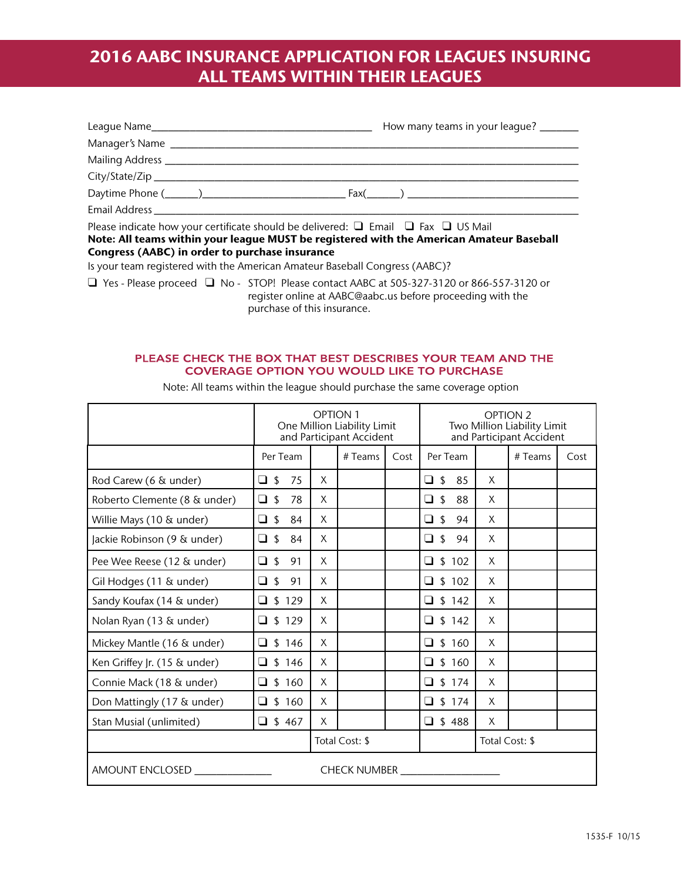# 2016 AABC INSURANCE APPLICATION FOR LEAGUES INSURING ALL TEAMS WITHIN THEIR LEAGUES

League Name__________________________________________ How many teams in your league? _______

Manager's Name ______________________________________________________________________________

Mailing Address ______________________________________________________________________________

City/State/Zip ________________________________________________________________________________

Daytime Phone (______)__________________________ Fax(______) ________________________________

Email Address ________________________________________________________________________________

Please indicate how your certificate should be delivered: ❑ Email ❑ Fax ❑ US Mail

**Note: All teams within your league MUST be registered with the American Amateur Baseball Congress (AABC) in order to purchase insurance**

Is your team registered with the American Amateur Baseball Congress (AABC)?

❑ Yes - Please proceed ❑ No - STOP! Please contact AABC at 505-327-3120 or 866-557-3120 or register online at AABC@aabc.us before proceeding with the purchase of this insurance.

## PLEASE CHECK THE BOX THAT BEST DESCRIBES YOUR TEAM AND THE COVERAGE OPTION YOU WOULD LIKE TO PURCHASE

Note: All teams within the league should purchase the same coverage option

| | OPTION 1 One Million Liability Limit and Participant Accident | | | | OPTION 2 Two Million Liability Limit and Participant Accident | | | |
|---|---|---|---|---|---|---|---|---|
| | Per Team | | # Teams | Cost | Per Team | | # Teams | Cost |
| Rod Carew (6 & under) | ❑ $ 75 | X | | | ❑ $ 85 | X | | |
| Roberto Clemente (8 & under) | ❑ $ 78 | X | | | ❑ $ 88 | X | | |
| Willie Mays (10 & under) | ❑ $ 84 | X | | | ❑ $ 94 | X | | |
| Jackie Robinson (9 & under) | ❑ $ 84 | X | | | ❑ $ 94 | X | | |
| Pee Wee Reese (12 & under) | ❑ $ 91 | X | | | ❑ $ 102 | X | | |
| Gil Hodges (11 & under) | ❑ $ 91 | X | | | ❑ $ 102 | X | | |
| Sandy Koufax (14 & under) | ❑ $ 129 | X | | | ❑ $ 142 | X | | |
| Nolan Ryan (13 & under) | ❑ $ 129 | X | | | ❑ $ 142 | X | | |
| Mickey Mantle (16 & under) | ❑ $ 146 | X | | | ❑ $ 160 | X | | |
| Ken Griffey Jr. (15 & under) | ❑ $ 146 | X | | | ❑ $ 160 | X | | |
| Connie Mack (18 & under) | ❑ $ 160 | X | | | ❑ $ 174 | X | | |
| Don Mattingly (17 & under) | ❑ $ 160 | X | | | ❑ $ 174 | X | | |
| Stan Musial (unlimited) | ❑ $ 467 | X | | | ❑ $ 488 | X | | |
| | | Total Cost: $ | | | | Total Cost: $ | | |

AMOUNT ENCLOSED ______________ CHECK NUMBER __________________

1535-F 10/15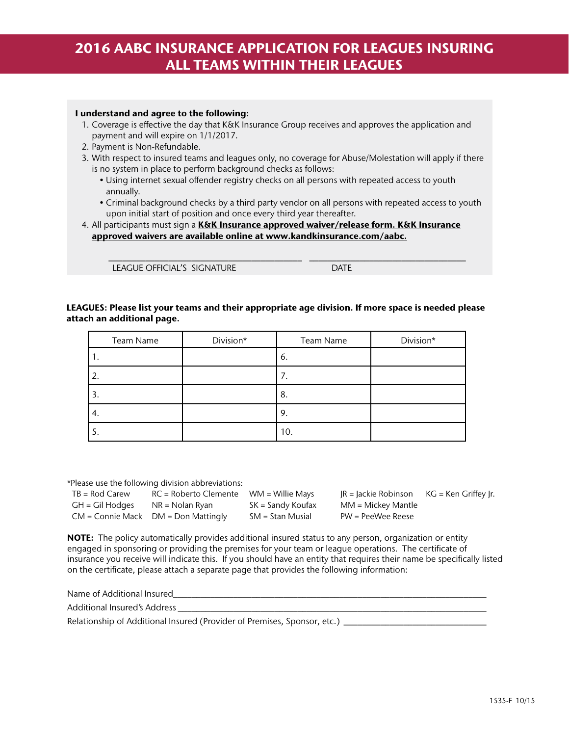# 2016 AABC INSURANCE APPLICATION FOR LEAGUES INSURING ALL TEAMS WITHIN THEIR LEAGUES

**I understand and agree to the following:**

1. Coverage is effective the day that K&K Insurance Group receives and approves the application and payment and will expire on 1/1/2017.
2. Payment is Non-Refundable.
3. With respect to insured teams and leagues only, no coverage for Abuse/Molestation will apply if there is no system in place to perform background checks as follows:
   - Using internet sexual offender registry checks on all persons with repeated access to youth annually.
   - Criminal background checks by a third party vendor on all persons with repeated access to youth upon initial start of position and once every third year thereafter.
4. All participants must sign a **K&K Insurance approved waiver/release form. K&K Insurance approved waivers are available online at www.kandkinsurance.com/aabc.**

_______________________________________ _______________________________

LEAGUE OFFICIAL'S SIGNATURE DATE

**LEAGUES: Please list your teams and their appropriate age division. If more space is needed please attach an additional page.**

| Team Name | Division* | Team Name | Division* |
|---|---|---|---|
| 1. | | 6. | |
| 2. | | 7. | |
| 3. | | 8. | |
| 4. | | 9. | |
| 5. | | 10. | |

*Please use the following division abbreviations:

TB = Rod Carew, RC = Roberto Clemente, WM = Willie Mays, JR = Jackie Robinson, KG = Ken Griffey Jr.
GH = Gil Hodges, NR = Nolan Ryan, SK = Sandy Koufax, MM = Mickey Mantle
CM = Connie Mack, DM = Don Mattingly, SM = Stan Musial, PW = PeeWee Reese

**NOTE:** The policy automatically provides additional insured status to any person, organization or entity engaged in sponsoring or providing the premises for your team or league operations. The certificate of insurance you receive will indicate this. If you should have an entity that requires their name be specifically listed on the certificate, please attach a separate page that provides the following information:

Name of Additional Insured_______________________________________________

Additional Insured's Address _____________________________________________

Relationship of Additional Insured (Provider of Premises, Sponsor, etc.) ____________________

1535-F 10/15